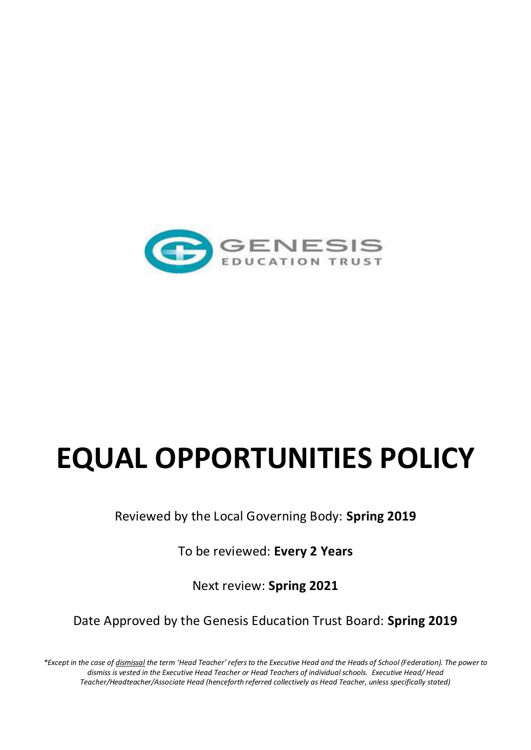GENESIS EDUCATION TRUST

# EQUAL OPPORTUNITIES POLICY

Reviewed by the Local Governing Body: **Spring 2019**

To be reviewed: **Every 2 Years**

Next review: **Spring 2021**

Date Approved by the Genesis Education Trust Board: **Spring 2019**

*\*Except in the case of dismissal the term 'Head Teacher' refers to the Executive Head and the Heads of School (Federation). The power to dismiss is vested in the Executive Head Teacher or Head Teachers of individual schools. Executive Head/ Head Teacher/Headteacher/Associate Head (henceforth referred collectively as Head Teacher, unless specifically stated)*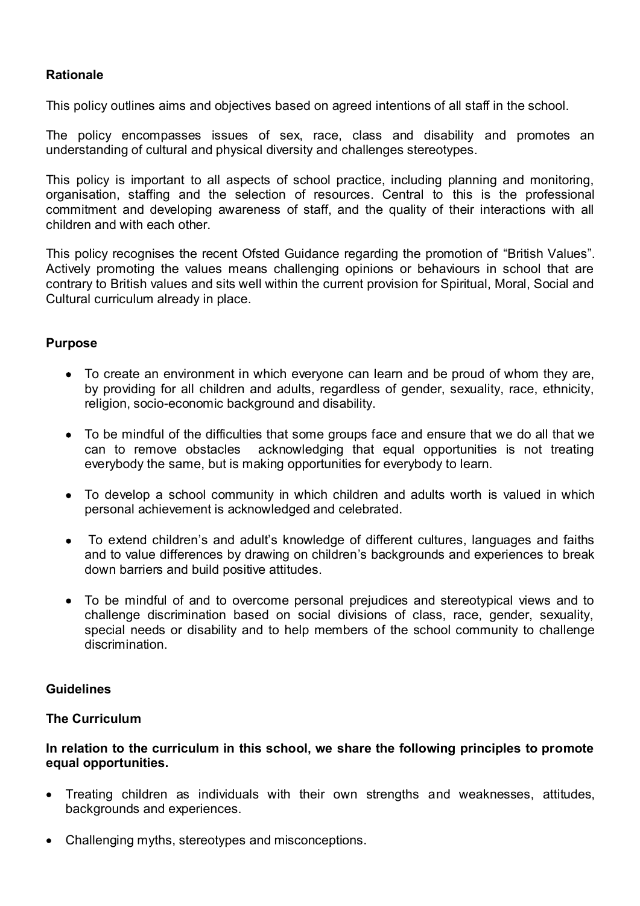**Rationale**

This policy outlines aims and objectives based on agreed intentions of all staff in the school.

The policy encompasses issues of sex, race, class and disability and promotes an understanding of cultural and physical diversity and challenges stereotypes.

This policy is important to all aspects of school practice, including planning and monitoring, organisation, staffing and the selection of resources. Central to this is the professional commitment and developing awareness of staff, and the quality of their interactions with all children and with each other.

This policy recognises the recent Ofsted Guidance regarding the promotion of "British Values". Actively promoting the values means challenging opinions or behaviours in school that are contrary to British values and sits well within the current provision for Spiritual, Moral, Social and Cultural curriculum already in place.

**Purpose**

- To create an environment in which everyone can learn and be proud of whom they are, by providing for all children and adults, regardless of gender, sexuality, race, ethnicity, religion, socio-economic background and disability.
- To be mindful of the difficulties that some groups face and ensure that we do all that we can to remove obstacles acknowledging that equal opportunities is not treating everybody the same, but is making opportunities for everybody to learn.
- To develop a school community in which children and adults worth is valued in which personal achievement is acknowledged and celebrated.
- To extend children's and adult's knowledge of different cultures, languages and faiths and to value differences by drawing on children's backgrounds and experiences to break down barriers and build positive attitudes.
- To be mindful of and to overcome personal prejudices and stereotypical views and to challenge discrimination based on social divisions of class, race, gender, sexuality, special needs or disability and to help members of the school community to challenge discrimination.

**Guidelines**

**The Curriculum**

**In relation to the curriculum in this school, we share the following principles to promote equal opportunities.**

- Treating children as individuals with their own strengths and weaknesses, attitudes, backgrounds and experiences.
- Challenging myths, stereotypes and misconceptions.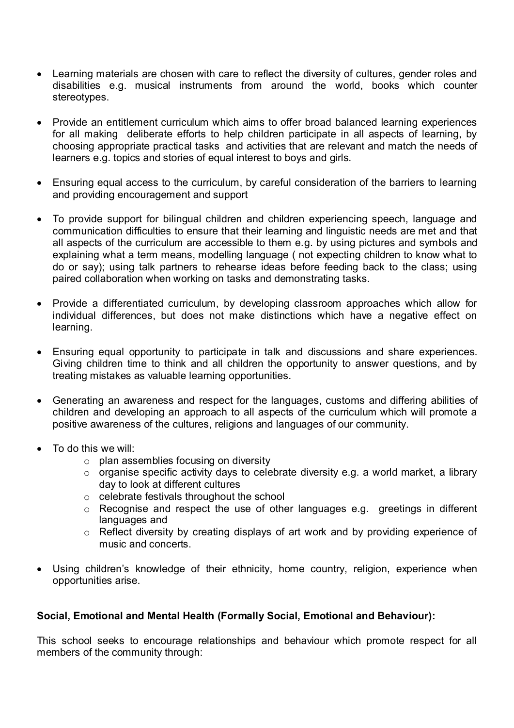- Learning materials are chosen with care to reflect the diversity of cultures, gender roles and disabilities e.g. musical instruments from around the world, books which counter stereotypes.

- Provide an entitlement curriculum which aims to offer broad balanced learning experiences for all making deliberate efforts to help children participate in all aspects of learning, by choosing appropriate practical tasks and activities that are relevant and match the needs of learners e.g. topics and stories of equal interest to boys and girls.

- Ensuring equal access to the curriculum, by careful consideration of the barriers to learning and providing encouragement and support

- To provide support for bilingual children and children experiencing speech, language and communication difficulties to ensure that their learning and linguistic needs are met and that all aspects of the curriculum are accessible to them e.g. by using pictures and symbols and explaining what a term means, modelling language ( not expecting children to know what to do or say); using talk partners to rehearse ideas before feeding back to the class; using paired collaboration when working on tasks and demonstrating tasks.

- Provide a differentiated curriculum, by developing classroom approaches which allow for individual differences, but does not make distinctions which have a negative effect on learning.

- Ensuring equal opportunity to participate in talk and discussions and share experiences. Giving children time to think and all children the opportunity to answer questions, and by treating mistakes as valuable learning opportunities.

- Generating an awareness and respect for the languages, customs and differing abilities of children and developing an approach to all aspects of the curriculum which will promote a positive awareness of the cultures, religions and languages of our community.

- To do this we will:
  - plan assemblies focusing on diversity
  - organise specific activity days to celebrate diversity e.g. a world market, a library day to look at different cultures
  - celebrate festivals throughout the school
  - Recognise and respect the use of other languages e.g. greetings in different languages and
  - Reflect diversity by creating displays of art work and by providing experience of music and concerts.

- Using children's knowledge of their ethnicity, home country, religion, experience when opportunities arise.

**Social, Emotional and Mental Health (Formally Social, Emotional and Behaviour):**

This school seeks to encourage relationships and behaviour which promote respect for all members of the community through: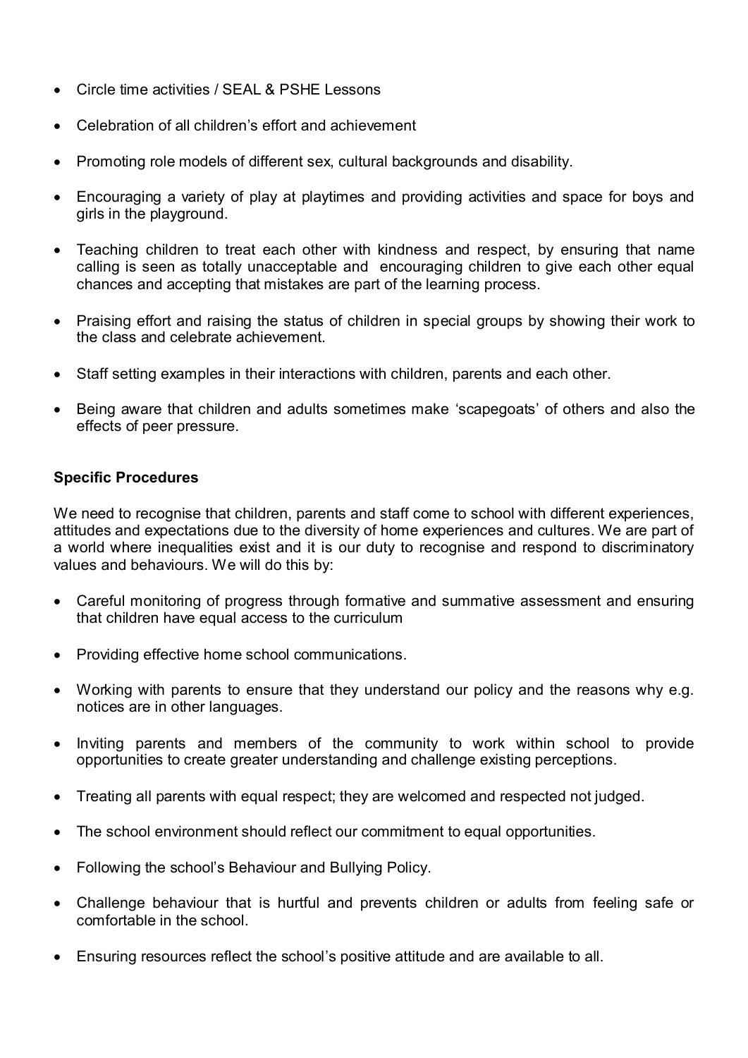- Circle time activities / SEAL & PSHE Lessons
- Celebration of all children's effort and achievement
- Promoting role models of different sex, cultural backgrounds and disability.
- Encouraging a variety of play at playtimes and providing activities and space for boys and girls in the playground.
- Teaching children to treat each other with kindness and respect, by ensuring that name calling is seen as totally unacceptable and encouraging children to give each other equal chances and accepting that mistakes are part of the learning process.
- Praising effort and raising the status of children in special groups by showing their work to the class and celebrate achievement.
- Staff setting examples in their interactions with children, parents and each other.
- Being aware that children and adults sometimes make 'scapegoats' of others and also the effects of peer pressure.

**Specific Procedures**

We need to recognise that children, parents and staff come to school with different experiences, attitudes and expectations due to the diversity of home experiences and cultures. We are part of a world where inequalities exist and it is our duty to recognise and respond to discriminatory values and behaviours. We will do this by:

- Careful monitoring of progress through formative and summative assessment and ensuring that children have equal access to the curriculum
- Providing effective home school communications.
- Working with parents to ensure that they understand our policy and the reasons why e.g. notices are in other languages.
- Inviting parents and members of the community to work within school to provide opportunities to create greater understanding and challenge existing perceptions.
- Treating all parents with equal respect; they are welcomed and respected not judged.
- The school environment should reflect our commitment to equal opportunities.
- Following the school's Behaviour and Bullying Policy.
- Challenge behaviour that is hurtful and prevents children or adults from feeling safe or comfortable in the school.
- Ensuring resources reflect the school's positive attitude and are available to all.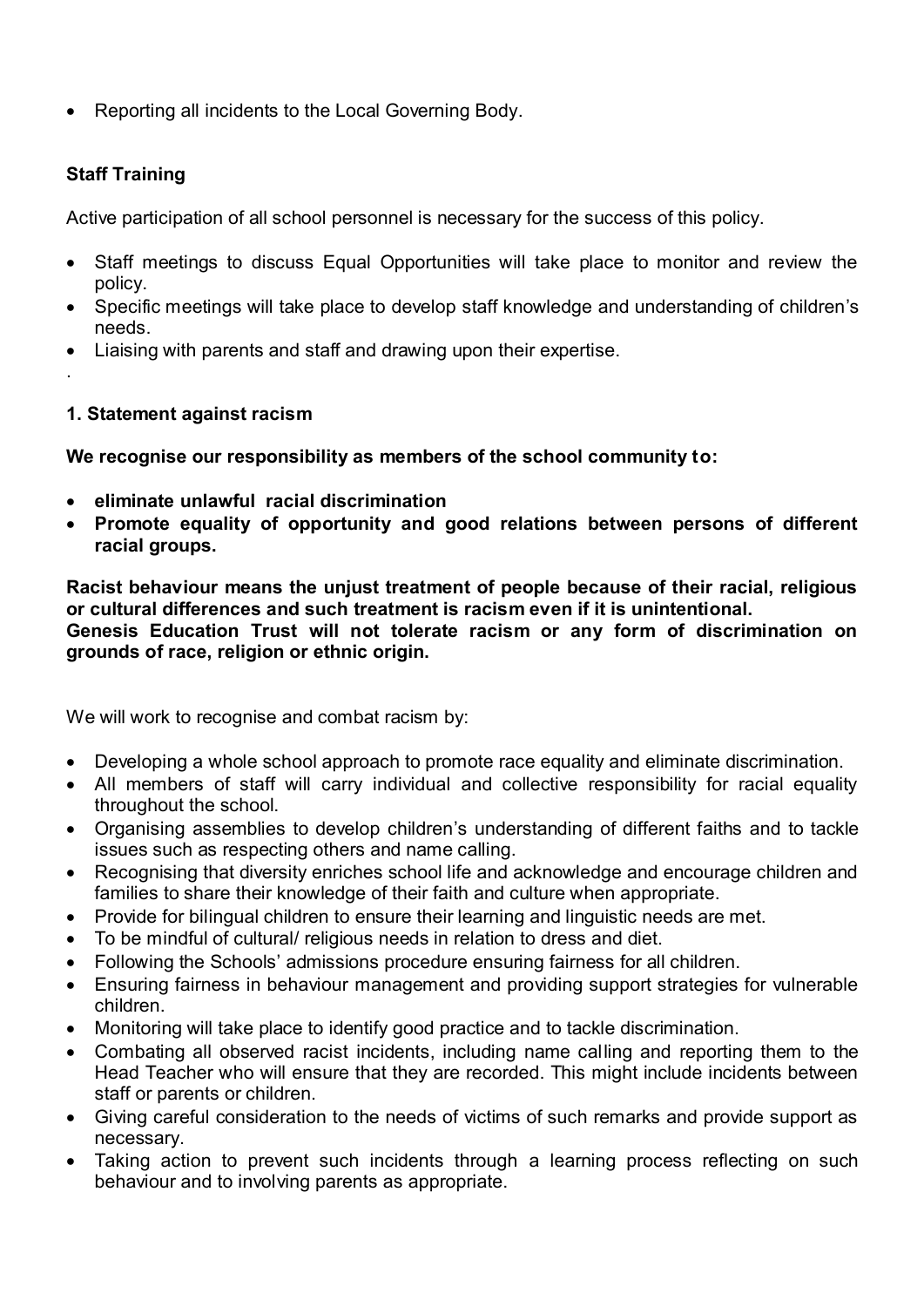- Reporting all incidents to the Local Governing Body.

**Staff Training**

Active participation of all school personnel is necessary for the success of this policy.

- Staff meetings to discuss Equal Opportunities will take place to monitor and review the policy.
- Specific meetings will take place to develop staff knowledge and understanding of children's needs.
- Liaising with parents and staff and drawing upon their expertise.

.

**1. Statement against racism**

**We recognise our responsibility as members of the school community to:**

- **eliminate unlawful racial discrimination**
- **Promote equality of opportunity and good relations between persons of different racial groups.**

**Racist behaviour means the unjust treatment of people because of their racial, religious or cultural differences and such treatment is racism even if it is unintentional.**
**Genesis Education Trust will not tolerate racism or any form of discrimination on grounds of race, religion or ethnic origin.**

We will work to recognise and combat racism by:

- Developing a whole school approach to promote race equality and eliminate discrimination.
- All members of staff will carry individual and collective responsibility for racial equality throughout the school.
- Organising assemblies to develop children's understanding of different faiths and to tackle issues such as respecting others and name calling.
- Recognising that diversity enriches school life and acknowledge and encourage children and families to share their knowledge of their faith and culture when appropriate.
- Provide for bilingual children to ensure their learning and linguistic needs are met.
- To be mindful of cultural/ religious needs in relation to dress and diet.
- Following the Schools' admissions procedure ensuring fairness for all children.
- Ensuring fairness in behaviour management and providing support strategies for vulnerable children.
- Monitoring will take place to identify good practice and to tackle discrimination.
- Combating all observed racist incidents, including name calling and reporting them to the Head Teacher who will ensure that they are recorded. This might include incidents between staff or parents or children.
- Giving careful consideration to the needs of victims of such remarks and provide support as necessary.
- Taking action to prevent such incidents through a learning process reflecting on such behaviour and to involving parents as appropriate.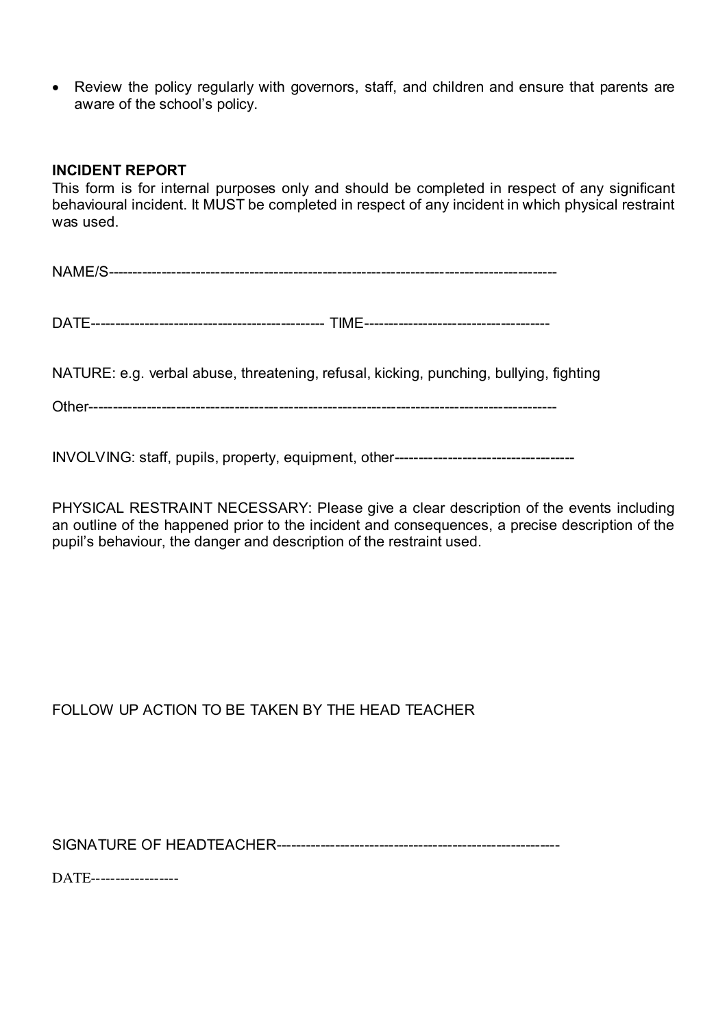- Review the policy regularly with governors, staff, and children and ensure that parents are aware of the school's policy.

**INCIDENT REPORT**

This form is for internal purposes only and should be completed in respect of any significant behavioural incident. It MUST be completed in respect of any incident in which physical restraint was used.

NAME/S------------------------------------------------------------------------------------------

DATE----------------------------------------------- TIME-------------------------------------

NATURE: e.g. verbal abuse, threatening, refusal, kicking, punching, bullying, fighting

Other---------------------------------------------------------------------------------------------

INVOLVING: staff, pupils, property, equipment, other------------------------------------

PHYSICAL RESTRAINT NECESSARY: Please give a clear description of the events including an outline of the happened prior to the incident and consequences, a precise description of the pupil's behaviour, the danger and description of the restraint used.

FOLLOW UP ACTION TO BE TAKEN BY THE HEAD TEACHER

SIGNATURE OF HEADTEACHER---------------------------------------------------------

DATE------------------